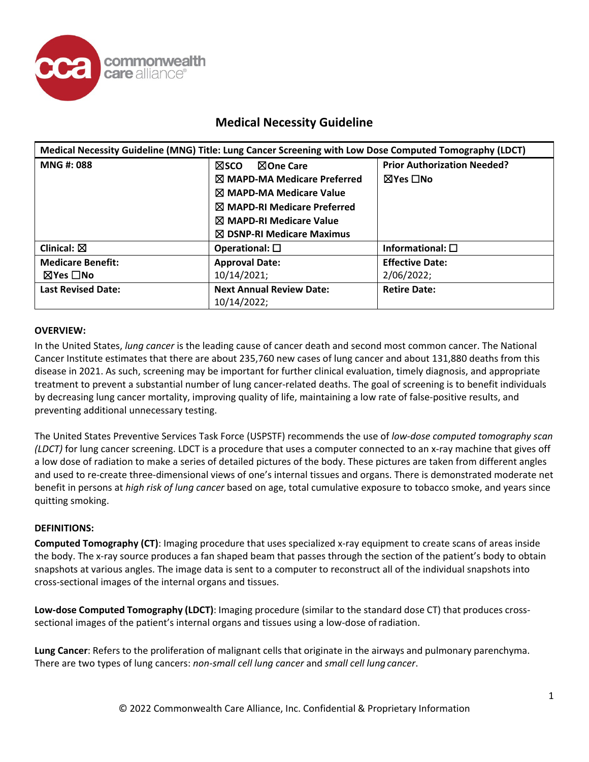# Medical Necessity Guideline

| Medical Necessity Guideline (MNG) Title: Lung Cancer Screening with Low Dose Computed Tomography (LDCT) | | |
|---|---|---|
| **MNG #: 088** | ☒SCO ☒One Care<br>☒ MAPD-MA Medicare Preferred<br>☒ MAPD-MA Medicare Value<br>☒ MAPD-RI Medicare Preferred<br>☒ MAPD-RI Medicare Value<br>☒ DSNP-RI Medicare Maximus | **Prior Authorization Needed?**<br>☒Yes ☐No |
| **Clinical:** ☒ | **Operational:** ☐ | **Informational:** ☐ |
| **Medicare Benefit:**<br>☒Yes ☐No | **Approval Date:**<br>10/14/2021; | **Effective Date:**<br>2/06/2022; |
| **Last Revised Date:** | **Next Annual Review Date:**<br>10/14/2022; | **Retire Date:** |

**OVERVIEW:**

In the United States, *lung cancer* is the leading cause of cancer death and second most common cancer. The National Cancer Institute estimates that there are about 235,760 new cases of lung cancer and about 131,880 deaths from this disease in 2021. As such, screening may be important for further clinical evaluation, timely diagnosis, and appropriate treatment to prevent a substantial number of lung cancer-related deaths. The goal of screening is to benefit individuals by decreasing lung cancer mortality, improving quality of life, maintaining a low rate of false-positive results, and preventing additional unnecessary testing.

The United States Preventive Services Task Force (USPSTF) recommends the use of *low-dose computed tomography scan (LDCT)* for lung cancer screening. LDCT is a procedure that uses a computer connected to an x-ray machine that gives off a low dose of radiation to make a series of detailed pictures of the body. These pictures are taken from different angles and used to re-create three-dimensional views of one's internal tissues and organs. There is demonstrated moderate net benefit in persons at *high risk of lung cancer* based on age, total cumulative exposure to tobacco smoke, and years since quitting smoking.

**DEFINITIONS:**

**Computed Tomography (CT)**: Imaging procedure that uses specialized x-ray equipment to create scans of areas inside the body. The x-ray source produces a fan shaped beam that passes through the section of the patient's body to obtain snapshots at various angles. The image data is sent to a computer to reconstruct all of the individual snapshots into cross-sectional images of the internal organs and tissues.

**Low-dose Computed Tomography (LDCT)**: Imaging procedure (similar to the standard dose CT) that produces cross-sectional images of the patient's internal organs and tissues using a low-dose of radiation.

**Lung Cancer**: Refers to the proliferation of malignant cells that originate in the airways and pulmonary parenchyma. There are two types of lung cancers: *non-small cell lung cancer* and *small cell lung cancer*.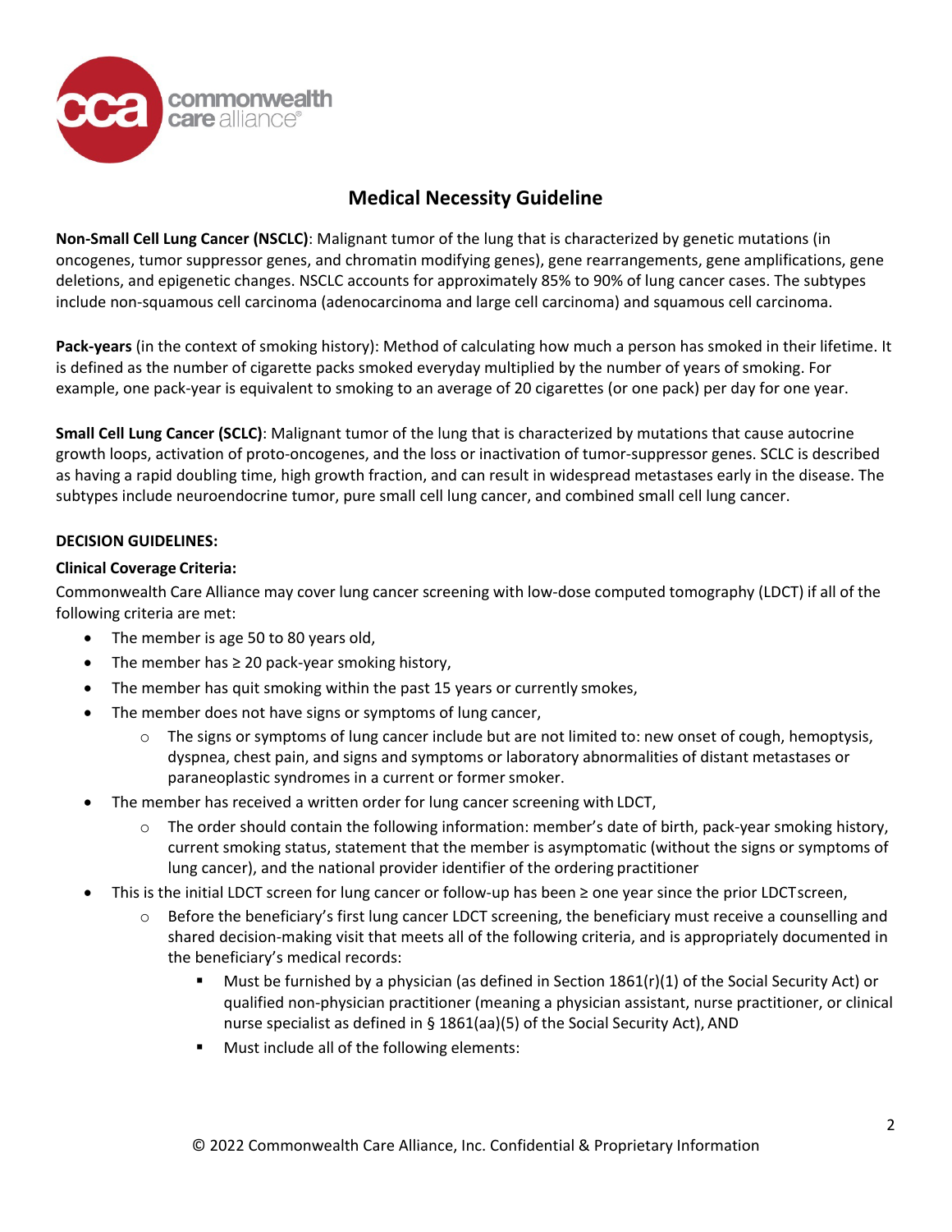## Medical Necessity Guideline

**Non-Small Cell Lung Cancer (NSCLC)**: Malignant tumor of the lung that is characterized by genetic mutations (in oncogenes, tumor suppressor genes, and chromatin modifying genes), gene rearrangements, gene amplifications, gene deletions, and epigenetic changes. NSCLC accounts for approximately 85% to 90% of lung cancer cases. The subtypes include non-squamous cell carcinoma (adenocarcinoma and large cell carcinoma) and squamous cell carcinoma.

**Pack-years** (in the context of smoking history): Method of calculating how much a person has smoked in their lifetime. It is defined as the number of cigarette packs smoked everyday multiplied by the number of years of smoking. For example, one pack-year is equivalent to smoking to an average of 20 cigarettes (or one pack) per day for one year.

**Small Cell Lung Cancer (SCLC)**: Malignant tumor of the lung that is characterized by mutations that cause autocrine growth loops, activation of proto-oncogenes, and the loss or inactivation of tumor-suppressor genes. SCLC is described as having a rapid doubling time, high growth fraction, and can result in widespread metastases early in the disease. The subtypes include neuroendocrine tumor, pure small cell lung cancer, and combined small cell lung cancer.

**DECISION GUIDELINES:**

**Clinical Coverage Criteria:**

Commonwealth Care Alliance may cover lung cancer screening with low-dose computed tomography (LDCT) if all of the following criteria are met:

- The member is age 50 to 80 years old,
- The member has ≥ 20 pack-year smoking history,
- The member has quit smoking within the past 15 years or currently smokes,
- The member does not have signs or symptoms of lung cancer,
  - The signs or symptoms of lung cancer include but are not limited to: new onset of cough, hemoptysis, dyspnea, chest pain, and signs and symptoms or laboratory abnormalities of distant metastases or paraneoplastic syndromes in a current or former smoker.
- The member has received a written order for lung cancer screening with LDCT,
  - The order should contain the following information: member's date of birth, pack-year smoking history, current smoking status, statement that the member is asymptomatic (without the signs or symptoms of lung cancer), and the national provider identifier of the ordering practitioner
- This is the initial LDCT screen for lung cancer or follow-up has been ≥ one year since the prior LDCT screen,
  - Before the beneficiary's first lung cancer LDCT screening, the beneficiary must receive a counselling and shared decision-making visit that meets all of the following criteria, and is appropriately documented in the beneficiary's medical records:
    - Must be furnished by a physician (as defined in Section 1861(r)(1) of the Social Security Act) or qualified non-physician practitioner (meaning a physician assistant, nurse practitioner, or clinical nurse specialist as defined in § 1861(aa)(5) of the Social Security Act), AND
    - Must include all of the following elements: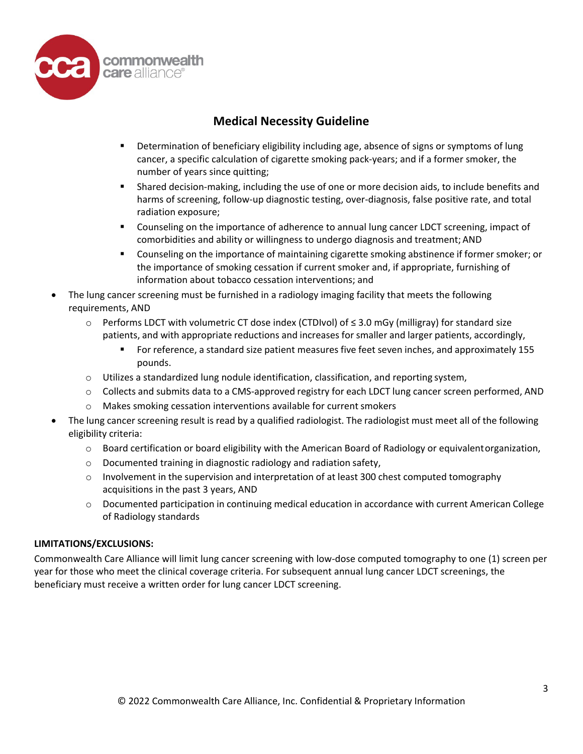## Medical Navigation Guideline

- Determination of beneficiary eligibility including age, absence of signs or symptoms of lung cancer, a specific calculation of cigarette smoking pack-years; and if a former smoker, the number of years since quitting;
- Shared decision-making, including the use of one or more decision aids, to include benefits and harms of screening, follow-up diagnostic testing, over-diagnosis, false positive rate, and total radiation exposure;
- Counseling on the importance of adherence to annual lung cancer LDCT screening, impact of comorbidities and ability or willingness to undergo diagnosis and treatment; AND
- Counseling on the importance of maintaining cigarette smoking abstinence if former smoker; or the importance of smoking cessation if current smoker and, if appropriate, furnishing of information about tobacco cessation interventions; and

- The lung cancer screening must be furnished in a radiology imaging facility that meets the following requirements, AND
  - Performs LDCT with volumetric CT dose index (CTDIvol) of ≤ 3.0 mGy (milligray) for standard size patients, and with appropriate reductions and increases for smaller and larger patients, accordingly,
    - For reference, a standard size patient measures five feet seven inches, and approximately 155 pounds.
  - Utilizes a standardized lung nodule identification, classification, and reporting system,
  - Collects and submits data to a CMS-approved registry for each LDCT lung cancer screen performed, AND
  - Makes smoking cessation interventions available for current smokers
- The lung cancer screening result is read by a qualified radiologist. The radiologist must meet all of the following eligibility criteria:
  - Board certification or board eligibility with the American Board of Radiology or equivalent organization,
  - Documented training in diagnostic radiology and radiation safety,
  - Involvement in the supervision and interpretation of at least 300 chest computed tomography acquisitions in the past 3 years, AND
  - Documented participation in continuing medical education in accordance with current American College of Radiology standards

**LIMITATIONS/EXCLUSIONS:**

Commonwealth Care Alliance will limit lung cancer screening with low-dose computed tomography to one (1) screen per year for those who meet the clinical coverage criteria. For subsequent annual lung cancer LDCT screenings, the beneficiary must receive a written order for lung cancer LDCT screening.

## Medical Necessity Guideline

- Determination of beneficiary eligibility including age, absence of signs or symptoms of lung cancer, a specific calculation of cigarette smoking pack-years; and if a former smoker, the number of years since quitting;
- Shared decision-making, including the use of one or more decision aids, to include benefits and harms of screening, follow-up diagnostic testing, over-diagnosis, false positive rate, and total radiation exposure;
- Counseling on the importance of adherence to annual lung cancer LDCT screening, impact of comorbidities and ability or willingness to undergo diagnosis and treatment; AND
- Counseling on the importance of maintaining cigarette smoking abstinence if former smoker; or the importance of smoking cessation if current smoker and, if appropriate, furnishing of information about tobacco cessation interventions; and

- The lung cancer screening must be furnished in a radiology imaging facility that meets the following requirements, AND
  - Performs LDCT with volumetric CT dose index (CTDIvol) of ≤ 3.0 mGy (milligray) for standard size patients, and with appropriate reductions and increases for smaller and larger patients, accordingly,
    - For reference, a standard size patient measures five feet seven inches, and approximately 155 pounds.
  - Utilizes a standardized lung nodule identification, classification, and reporting system,
  - Collects and submits data to a CMS-approved registry for each LDCT lung cancer screen performed, AND
  - Makes smoking cessation interventions available for current smokers
- The lung cancer screening result is read by a qualified radiologist. The radiologist must meet all of the following eligibility criteria:
  - Board certification or board eligibility with the American Board of Radiology or equivalent organization,
  - Documented training in diagnostic radiology and radiation safety,
  - Involvement in the supervision and interpretation of at least 300 chest computed tomography acquisitions in the past 3 years, AND
  - Documented participation in continuing medical education in accordance with current American College of Radiology standards

**LIMITATIONS/EXCLUSIONS:**

Commonwealth Care Alliance will limit lung cancer screening with low-dose computed tomography to one (1) screen per year for those who meet the clinical coverage criteria. For subsequent annual lung cancer LDCT screenings, the beneficiary must receive a written order for lung cancer LDCT screening.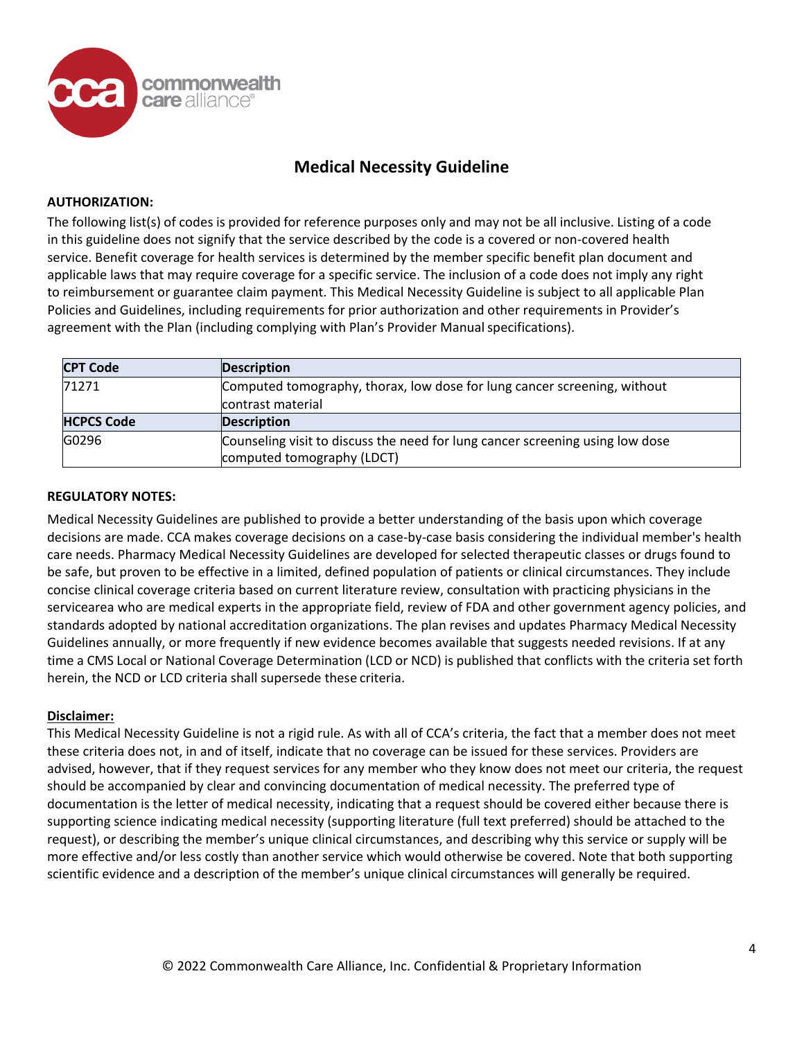## Medical Necessity Guideline

**AUTHORIZATION:**

The following list(s) of codes is provided for reference purposes only and may not be all inclusive. Listing of a code in this guideline does not signify that the service described by the code is a covered or non-covered health service. Benefit coverage for health services is determined by the member specific benefit plan document and applicable laws that may require coverage for a specific service. The inclusion of a code does not imply any right to reimbursement or guarantee claim payment. This Medical Necessity Guideline is subject to all applicable Plan Policies and Guidelines, including requirements for prior authorization and other requirements in Provider's agreement with the Plan (including complying with Plan's Provider Manual specifications).

| CPT Code | Description |
|---|---|
| 71271 | Computed tomography, thorax, low dose for lung cancer screening, without contrast material |
| **HCPCS Code** | **Description** |
| G0296 | Counseling visit to discuss the need for lung cancer screening using low dose computed tomography (LDCT) |

**REGULATORY NOTES:**

Medical Necessity Guidelines are published to provide a better understanding of the basis upon which coverage decisions are made. CCA makes coverage decisions on a case-by-case basis considering the individual member's health care needs. Pharmacy Medical Necessity Guidelines are developed for selected therapeutic classes or drugs found to be safe, but proven to be effective in a limited, defined population of patients or clinical circumstances. They include concise clinical coverage criteria based on current literature review, consultation with practicing physicians in the servicearea who are medical experts in the appropriate field, review of FDA and other government agency policies, and standards adopted by national accreditation organizations. The plan revises and updates Pharmacy Medical Necessity Guidelines annually, or more frequently if new evidence becomes available that suggests needed revisions. If at any time a CMS Local or National Coverage Determination (LCD or NCD) is published that conflicts with the criteria set forth herein, the NCD or LCD criteria shall supersede these criteria.

**Disclaimer:**

This Medical Necessity Guideline is not a rigid rule. As with all of CCA's criteria, the fact that a member does not meet these criteria does not, in and of itself, indicate that no coverage can be issued for these services. Providers are advised, however, that if they request services for any member who they know does not meet our criteria, the request should be accompanied by clear and convincing documentation of medical necessity. The preferred type of documentation is the letter of medical necessity, indicating that a request should be covered either because there is supporting science indicating medical necessity (supporting literature (full text preferred) should be attached to the request), or describing the member's unique clinical circumstances, and describing why this service or supply will be more effective and/or less costly than another service which would otherwise be covered. Note that both supporting scientific evidence and a description of the member's unique clinical circumstances will generally be required.

© 2022 Commonwealth Care Alliance, Inc. Confidential & Proprietary Information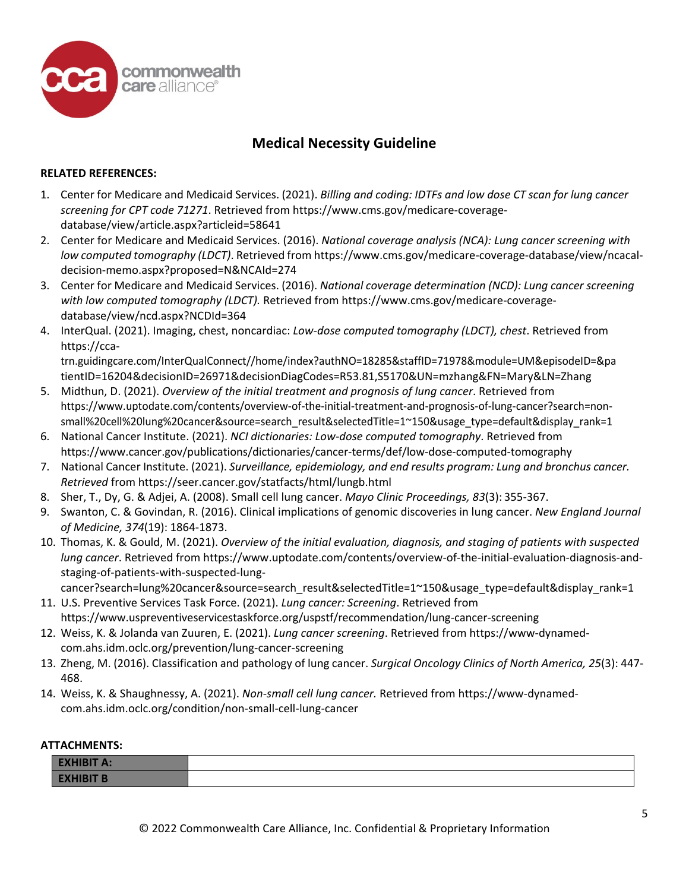## Medical Necessity Guideline

**RELATED REFERENCES:**

1. Center for Medicare and Medicaid Services. (2021). *Billing and coding: IDTFs and low dose CT scan for lung cancer screening for CPT code 71271*. Retrieved from https://www.cms.gov/medicare-coverage-database/view/article.aspx?articleid=58641
2. Center for Medicare and Medicaid Services. (2016). *National coverage analysis (NCA): Lung cancer screening with low computed tomography (LDCT)*. Retrieved from https://www.cms.gov/medicare-coverage-database/view/ncacal-decision-memo.aspx?proposed=N&NCAId=274
3. Center for Medicare and Medicaid Services. (2016). *National coverage determination (NCD): Lung cancer screening with low computed tomography (LDCT).* Retrieved from https://www.cms.gov/medicare-coverage-database/view/ncd.aspx?NCDId=364
4. InterQual. (2021). Imaging, chest, noncardiac: *Low-dose computed tomography (LDCT), chest*. Retrieved from https://cca-trn.guidingcare.com/InterQualConnect//home/index?authNO=18285&staffID=71978&module=UM&episodeID=&patientID=16204&decisionID=26971&decisionDiagCodes=R53.81,S5170&UN=mzhang&FN=Mary&LN=Zhang
5. Midthun, D. (2021). *Overview of the initial treatment and prognosis of lung cancer*. Retrieved from https://www.uptodate.com/contents/overview-of-the-initial-treatment-and-prognosis-of-lung-cancer?search=non-small%20cell%20lung%20cancer&source=search_result&selectedTitle=1~150&usage_type=default&display_rank=1
6. National Cancer Institute. (2021). *NCI dictionaries: Low-dose computed tomography*. Retrieved from https://www.cancer.gov/publications/dictionaries/cancer-terms/def/low-dose-computed-tomography
7. National Cancer Institute. (2021). *Surveillance, epidemiology, and end results program: Lung and bronchus cancer. Retrieved* from https://seer.cancer.gov/statfacts/html/lungb.html
8. Sher, T., Dy, G. & Adjei, A. (2008). Small cell lung cancer. *Mayo Clinic Proceedings, 83*(3): 355-367.
9. Swanton, C. & Govindan, R. (2016). Clinical implications of genomic discoveries in lung cancer. *New England Journal of Medicine, 374*(19): 1864-1873.
10. Thomas, K. & Gould, M. (2021). *Overview of the initial evaluation, diagnosis, and staging of patients with suspected lung cancer*. Retrieved from https://www.uptodate.com/contents/overview-of-the-initial-evaluation-diagnosis-and-staging-of-patients-with-suspected-lung-cancer?search=lung%20cancer&source=search_result&selectedTitle=1~150&usage_type=default&display_rank=1
11. U.S. Preventive Services Task Force. (2021). *Lung cancer: Screening*. Retrieved from https://www.uspreventiveservicestaskforce.org/uspstf/recommendation/lung-cancer-screening
12. Weiss, K. & Jolanda van Zuuren, E. (2021). *Lung cancer screening*. Retrieved from https://www-dynamed-com.ahs.idm.oclc.org/prevention/lung-cancer-screening
13. Zheng, M. (2016). Classification and pathology of lung cancer. *Surgical Oncology Clinics of North America, 25*(3): 447-468.
14. Weiss, K. & Shaughnessy, A. (2021). *Non-small cell lung cancer.* Retrieved from https://www-dynamed-com.ahs.idm.oclc.org/condition/non-small-cell-lung-cancer

**ATTACHMENTS:**

| | |
|---|---|
| **EXHIBIT A:** | |
| **EXHIBIT B** | |

© 2022 Commonwealth Care Alliance, Inc. Confidential & Proprietary Information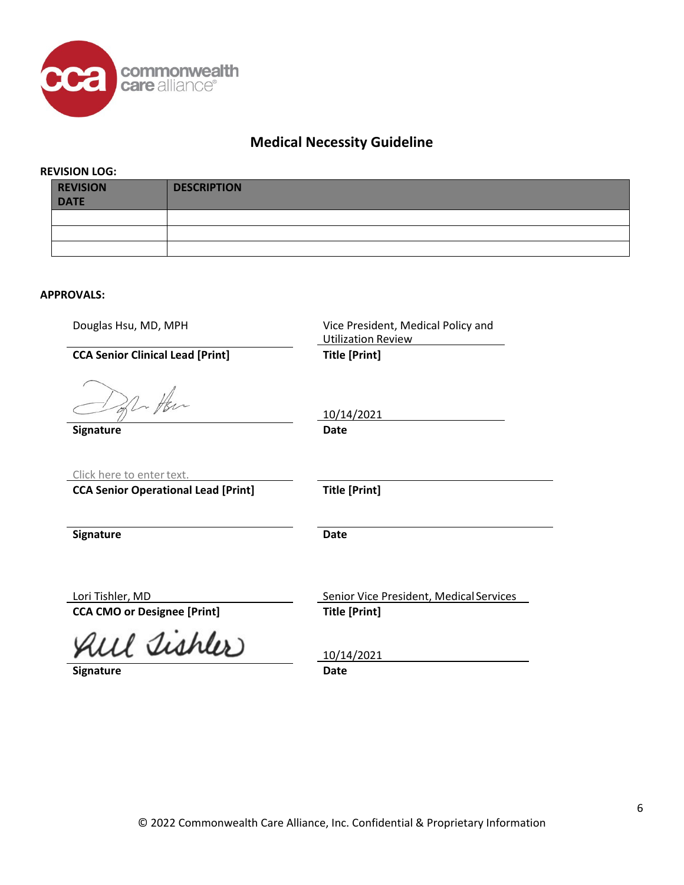## Medical Necessity Guideline

**REVISION LOG:**

| REVISION DATE | DESCRIPTION |
|---|---|
| | |
| | |
| | |

**APPROVALS:**

Douglas Hsu, MD, MPH
**CCA Senior Clinical Lead [Print]**

Vice President, Medical Policy and Utilization Review
**Title [Print]**

**Signature**

10/14/2021
**Date**

Click here to enter text.
**CCA Senior Operational Lead [Print]**

**Title [Print]**

**Signature**

**Date**

Lori Tishler, MD
**CCA CMO or Designee [Print]**

Senior Vice President, Medical Services
**Title [Print]**

**Signature**

10/14/2021
**Date**

© 2022 Commonwealth Care Alliance, Inc. Confidential & Proprietary Information